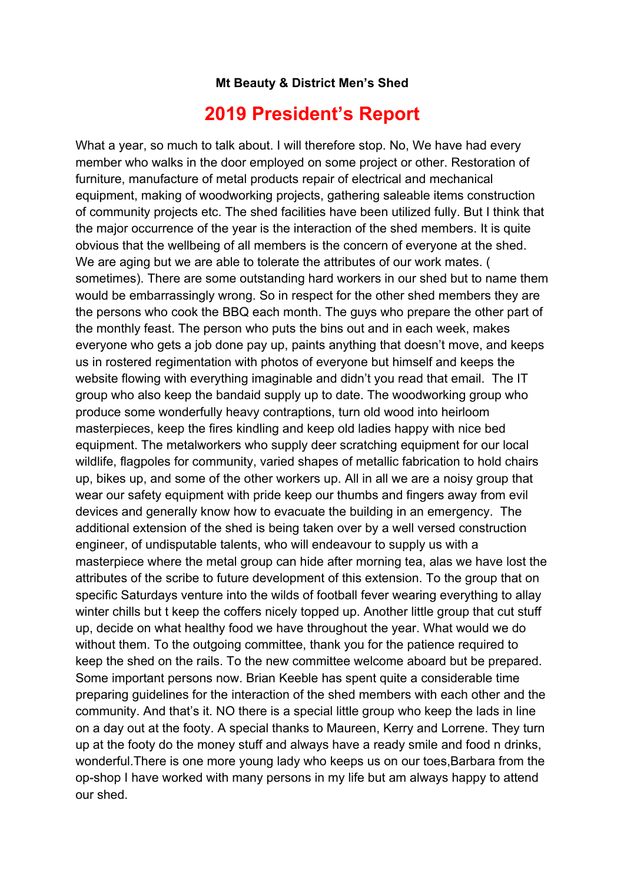**Mt Beauty & District Men's Shed**

# 2019 President's Report

What a year, so much to talk about. I will therefore stop. No, We have had every member who walks in the door employed on some project or other. Restoration of furniture, manufacture of metal products repair of electrical and mechanical equipment, making of woodworking projects, gathering saleable items construction of community projects etc. The shed facilities have been utilized fully. But I think that the major occurrence of the year is the interaction of the shed members. It is quite obvious that the wellbeing of all members is the concern of everyone at the shed. We are aging but we are able to tolerate the attributes of our work mates. ( sometimes). There are some outstanding hard workers in our shed but to name them would be embarrassingly wrong. So in respect for the other shed members they are the persons who cook the BBQ each month. The guys who prepare the other part of the monthly feast. The person who puts the bins out and in each week, makes everyone who gets a job done pay up, paints anything that doesn't move, and keeps us in rostered regimentation with photos of everyone but himself and keeps the website flowing with everything imaginable and didn't you read that email. The IT group who also keep the bandaid supply up to date. The woodworking group who produce some wonderfully heavy contraptions, turn old wood into heirloom masterpieces, keep the fires kindling and keep old ladies happy with nice bed equipment. The metalworkers who supply deer scratching equipment for our local wildlife, flagpoles for community, varied shapes of metallic fabrication to hold chairs up, bikes up, and some of the other workers up. All in all we are a noisy group that wear our safety equipment with pride keep our thumbs and fingers away from evil devices and generally know how to evacuate the building in an emergency. The additional extension of the shed is being taken over by a well versed construction engineer, of undisputable talents, who will endeavour to supply us with a masterpiece where the metal group can hide after morning tea, alas we have lost the attributes of the scribe to future development of this extension. To the group that on specific Saturdays venture into the wilds of football fever wearing everything to allay winter chills but t keep the coffers nicely topped up. Another little group that cut stuff up, decide on what healthy food we have throughout the year. What would we do without them. To the outgoing committee, thank you for the patience required to keep the shed on the rails. To the new committee welcome aboard but be prepared. Some important persons now. Brian Keeble has spent quite a considerable time preparing guidelines for the interaction of the shed members with each other and the community. And that's it. NO there is a special little group who keep the lads in line on a day out at the footy. A special thanks to Maureen, Kerry and Lorrene. They turn up at the footy do the money stuff and always have a ready smile and food n drinks, wonderful.There is one more young lady who keeps us on our toes,Barbara from the op-shop I have worked with many persons in my life but am always happy to attend our shed.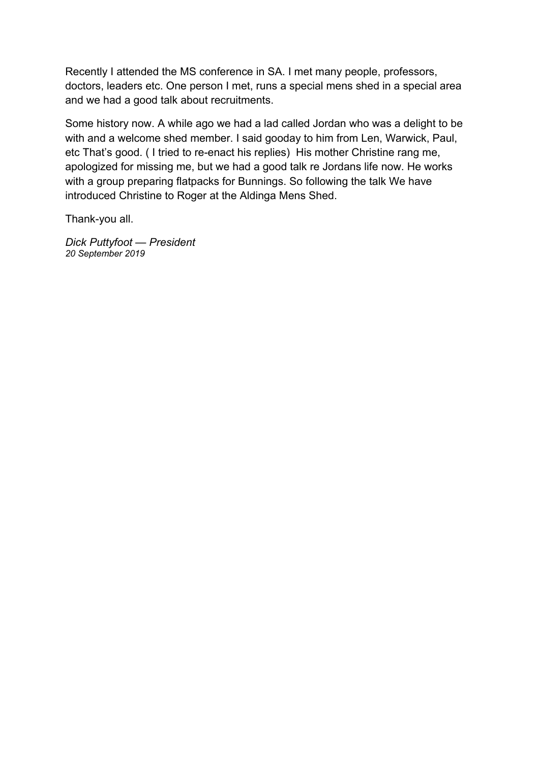Recently I attended the MS conference in SA. I met many people, professors, doctors, leaders etc. One person I met, runs a special mens shed in a special area and we had a good talk about recruitments.

Some history now. A while ago we had a lad called Jordan who was a delight to be with and a welcome shed member. I said gooday to him from Len, Warwick, Paul, etc That's good. ( I tried to re-enact his replies)  His mother Christine rang me, apologized for missing me, but we had a good talk re Jordans life now. He works with a group preparing flatpacks for Bunnings. So following the talk We have introduced Christine to Roger at the Aldinga Mens Shed.

Thank-you all.

*Dick Puttyfoot — President*
*20 September 2019*